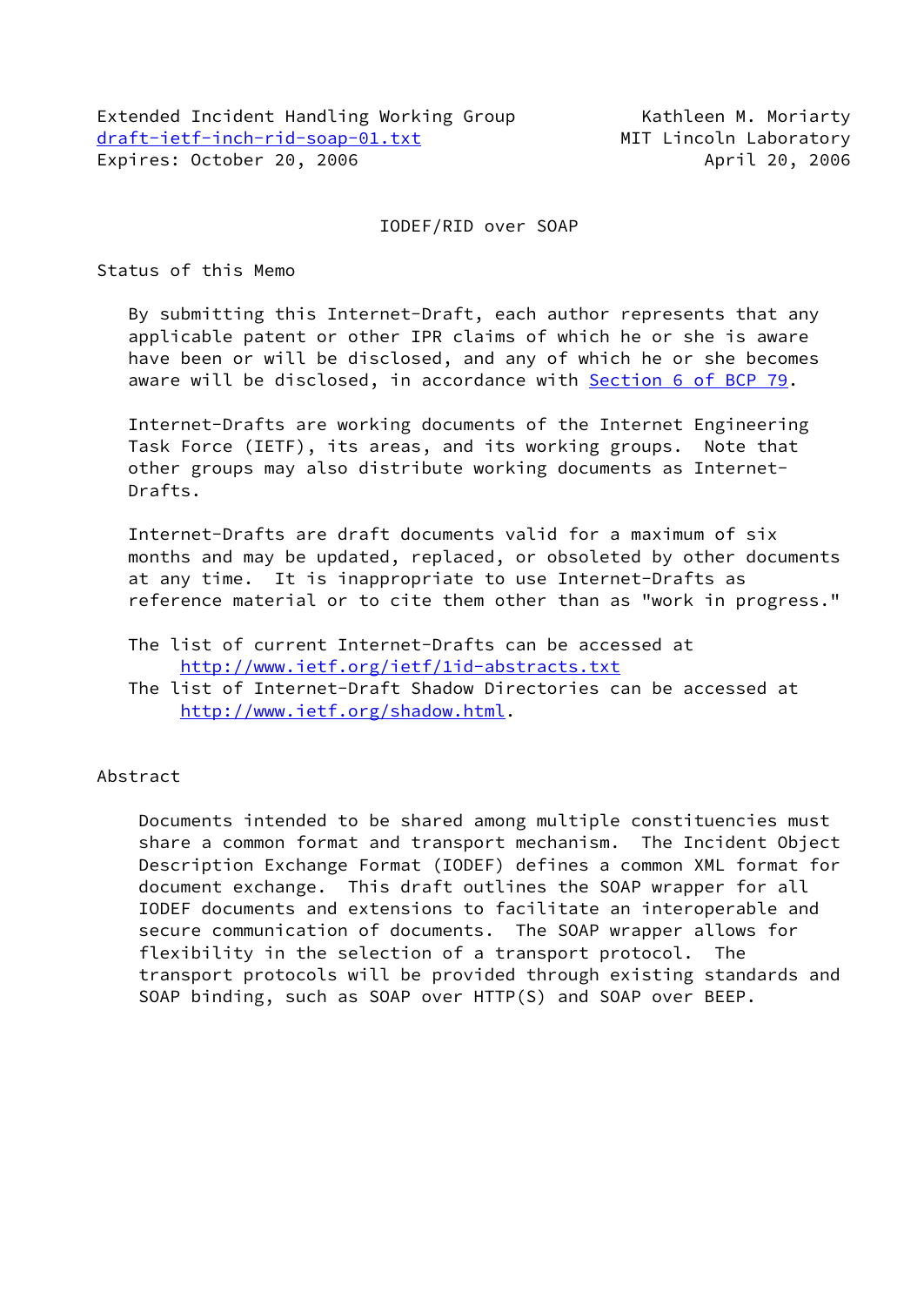Extended Incident Handling Working Group — Kathleen M. Moriarty
draft-ietf-inch-rid-soap-01.txt — MIT Lincoln Laboratory
Expires: October 20, 2006 — April 20, 2006

# IODEF/RID over SOAP

## Status of this Memo

By submitting this Internet-Draft, each author represents that any applicable patent or other IPR claims of which he or she is aware have been or will be disclosed, and any of which he or she becomes aware will be disclosed, in accordance with Section 6 of BCP 79.

Internet-Drafts are working documents of the Internet Engineering Task Force (IETF), its areas, and its working groups. Note that other groups may also distribute working documents as Internet-Drafts.

Internet-Drafts are draft documents valid for a maximum of six months and may be updated, replaced, or obsoleted by other documents at any time. It is inappropriate to use Internet-Drafts as reference material or to cite them other than as "work in progress."

The list of current Internet-Drafts can be accessed at
http://www.ietf.org/ietf/1id-abstracts.txt
The list of Internet-Draft Shadow Directories can be accessed at
http://www.ietf.org/shadow.html.

## Abstract

Documents intended to be shared among multiple constituencies must share a common format and transport mechanism. The Incident Object Description Exchange Format (IODEF) defines a common XML format for document exchange. This draft outlines the SOAP wrapper for all IODEF documents and extensions to facilitate an interoperable and secure communication of documents. The SOAP wrapper allows for flexibility in the selection of a transport protocol. The transport protocols will be provided through existing standards and SOAP binding, such as SOAP over HTTP(S) and SOAP over BEEP.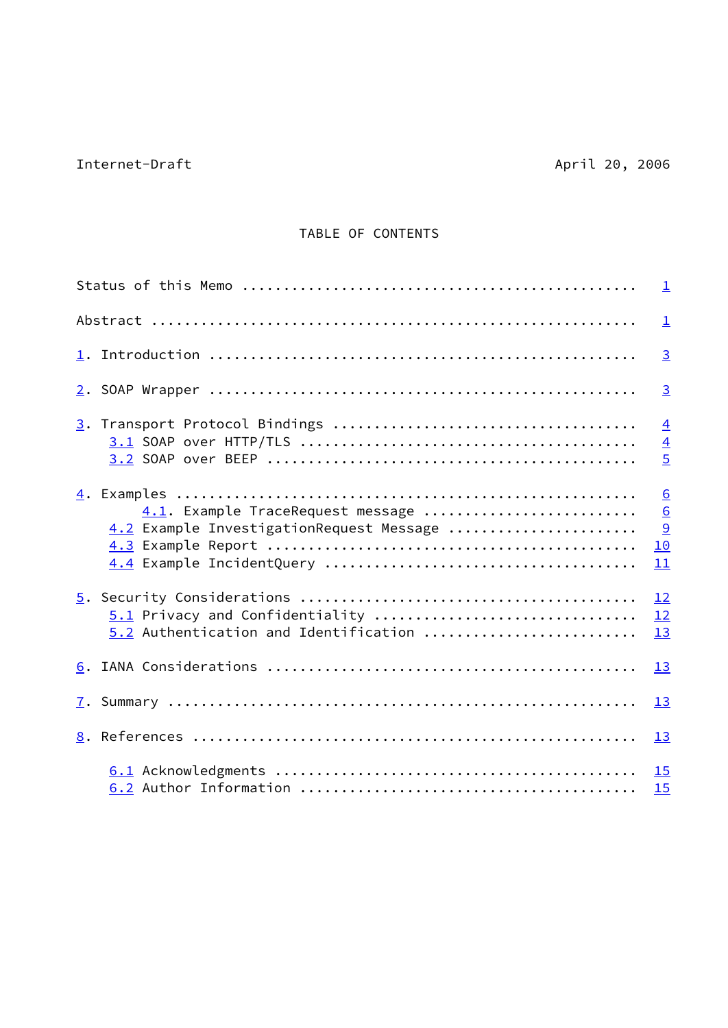TABLE OF CONTENTS

```
Status of this Memo ..............................................  1

Abstract .........................................................  1

1. Introduction ..................................................  3

2. SOAP Wrapper ..................................................  3

3. Transport Protocol Bindings ...................................  4
    3.1 SOAP over HTTP/TLS .......................................  4
    3.2 SOAP over BEEP ...........................................  5

4. Examples ......................................................  6
        4.1. Example TraceRequest message ........................  6
    4.2 Example InvestigationRequest Message .....................  9
    4.3 Example Report ........................................... 10
    4.4 Example IncidentQuery .................................... 11

5. Security Considerations ....................................... 12
    5.1 Privacy and Confidentiality .............................. 12
    5.2 Authentication and Identification ........................ 13

6. IANA Considerations ........................................... 13

7. Summary ....................................................... 13

8. References .................................................... 13

    6.1 Acknowledgments .......................................... 15
    6.2 Author Information ....................................... 15
```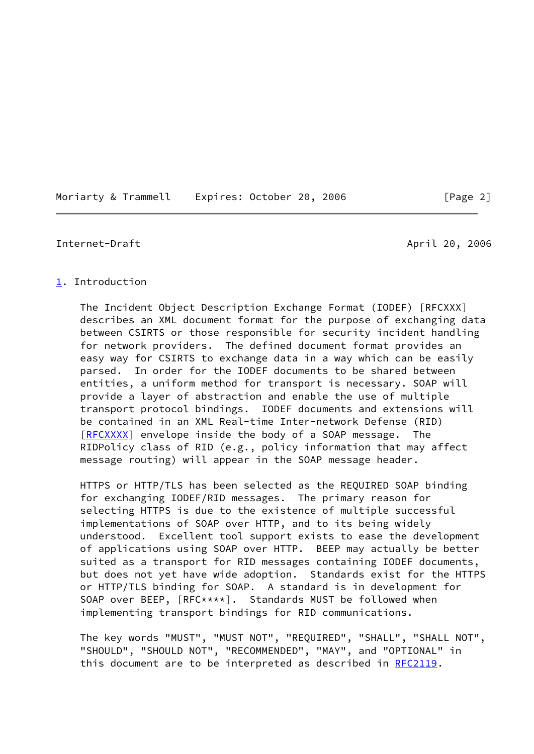## 1. Introduction

The Incident Object Description Exchange Format (IODEF) [RFCXXX] describes an XML document format for the purpose of exchanging data between CSIRTS or those responsible for security incident handling for network providers. The defined document format provides an easy way for CSIRTS to exchange data in a way which can be easily parsed. In order for the IODEF documents to be shared between entities, a uniform method for transport is necessary. SOAP will provide a layer of abstraction and enable the use of multiple transport protocol bindings. IODEF documents and extensions will be contained in an XML Real-time Inter-network Defense (RID) [RFCXXXX] envelope inside the body of a SOAP message. The RIDPolicy class of RID (e.g., policy information that may affect message routing) will appear in the SOAP message header.

HTTPS or HTTP/TLS has been selected as the REQUIRED SOAP binding for exchanging IODEF/RID messages. The primary reason for selecting HTTPS is due to the existence of multiple successful implementations of SOAP over HTTP, and to its being widely understood. Excellent tool support exists to ease the development of applications using SOAP over HTTP. BEEP may actually be better suited as a transport for RID messages containing IODEF documents, but does not yet have wide adoption. Standards exist for the HTTPS or HTTP/TLS binding for SOAP. A standard is in development for SOAP over BEEP, [RFC****]. Standards MUST be followed when implementing transport bindings for RID communications.

The key words "MUST", "MUST NOT", "REQUIRED", "SHALL", "SHALL NOT", "SHOULD", "SHOULD NOT", "RECOMMENDED", "MAY", and "OPTIONAL" in this document are to be interpreted as described in RFC2119.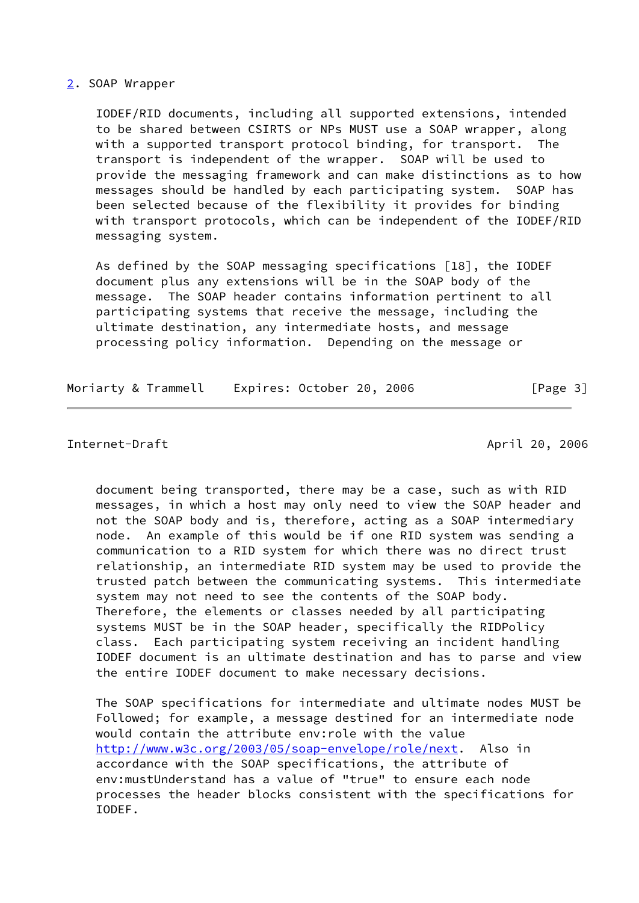## 2. SOAP Wrapper

IODEF/RID documents, including all supported extensions, intended to be shared between CSIRTS or NPs MUST use a SOAP wrapper, along with a supported transport protocol binding, for transport. The transport is independent of the wrapper. SOAP will be used to provide the messaging framework and can make distinctions as to how messages should be handled by each participating system. SOAP has been selected because of the flexibility it provides for binding with transport protocols, which can be independent of the IODEF/RID messaging system.

As defined by the SOAP messaging specifications [18], the IODEF document plus any extensions will be in the SOAP body of the message. The SOAP header contains information pertinent to all participating systems that receive the message, including the ultimate destination, any intermediate hosts, and message processing policy information. Depending on the message or document being transported, there may be a case, such as with RID messages, in which a host may only need to view the SOAP header and not the SOAP body and is, therefore, acting as a SOAP intermediary node. An example of this would be if one RID system was sending a communication to a RID system for which there was no direct trust relationship, an intermediate RID system may be used to provide the trusted patch between the communicating systems. This intermediate system may not need to see the contents of the SOAP body. Therefore, the elements or classes needed by all participating systems MUST be in the SOAP header, specifically the RIDPolicy class. Each participating system receiving an incident handling IODEF document is an ultimate destination and has to parse and view the entire IODEF document to make necessary decisions.

The SOAP specifications for intermediate and ultimate nodes MUST be Followed; for example, a message destined for an intermediate node would contain the attribute env:role with the value http://www.w3c.org/2003/05/soap-envelope/role/next. Also in accordance with the SOAP specifications, the attribute of env:mustUnderstand has a value of "true" to ensure each node processes the header blocks consistent with the specifications for IODEF.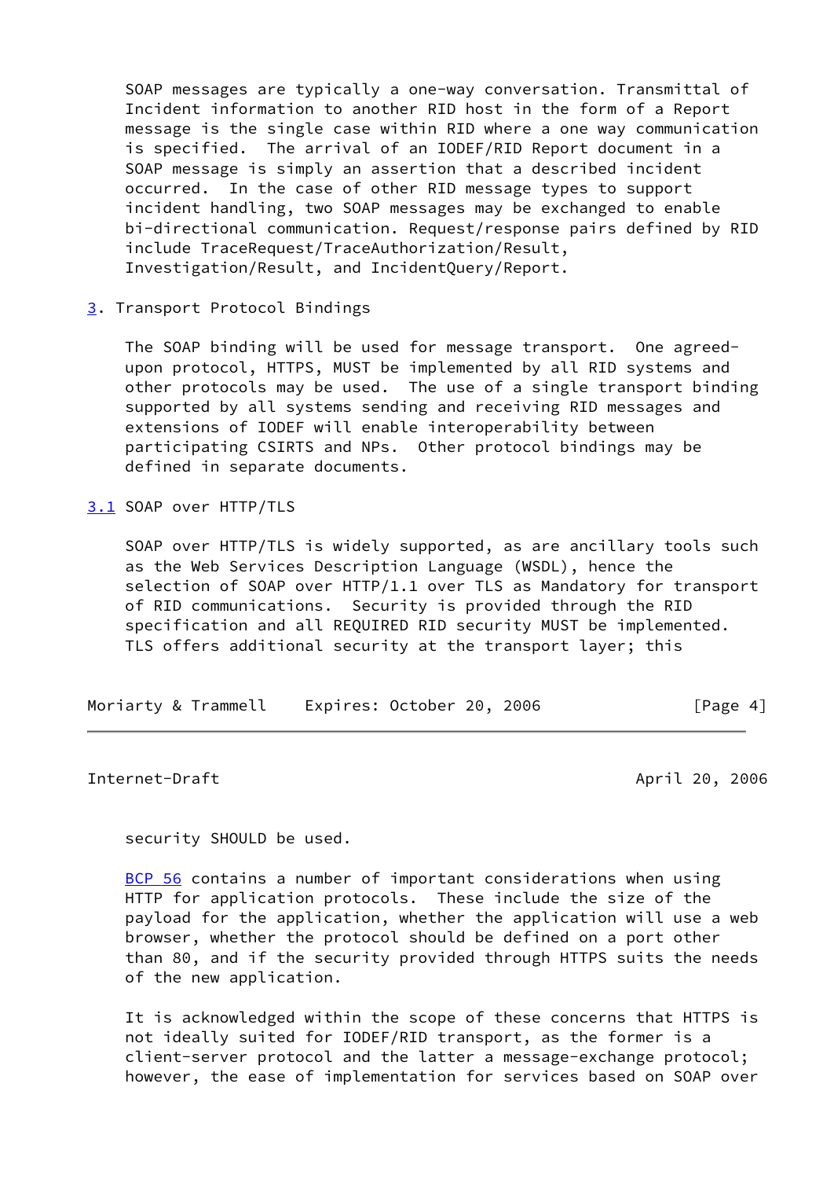SOAP messages are typically a one-way conversation. Transmittal of Incident information to another RID host in the form of a Report message is the single case within RID where a one way communication is specified. The arrival of an IODEF/RID Report document in a SOAP message is simply an assertion that a described incident occurred. In the case of other RID message types to support incident handling, two SOAP messages may be exchanged to enable bi-directional communication. Request/response pairs defined by RID include TraceRequest/TraceAuthorization/Result, Investigation/Result, and IncidentQuery/Report.

## 3. Transport Protocol Bindings

The SOAP binding will be used for message transport. One agreed-upon protocol, HTTPS, MUST be implemented by all RID systems and other protocols may be used. The use of a single transport binding supported by all systems sending and receiving RID messages and extensions of IODEF will enable interoperability between participating CSIRTS and NPs. Other protocol bindings may be defined in separate documents.

### 3.1 SOAP over HTTP/TLS

SOAP over HTTP/TLS is widely supported, as are ancillary tools such as the Web Services Description Language (WSDL), hence the selection of SOAP over HTTP/1.1 over TLS as Mandatory for transport of RID communications. Security is provided through the RID specification and all REQUIRED RID security MUST be implemented. TLS offers additional security at the transport layer; this security SHOULD be used.

BCP 56 contains a number of important considerations when using HTTP for application protocols. These include the size of the payload for the application, whether the application will use a web browser, whether the protocol should be defined on a port other than 80, and if the security provided through HTTPS suits the needs of the new application.

It is acknowledged within the scope of these concerns that HTTPS is not ideally suited for IODEF/RID transport, as the former is a client-server protocol and the latter a message-exchange protocol; however, the ease of implementation for services based on SOAP over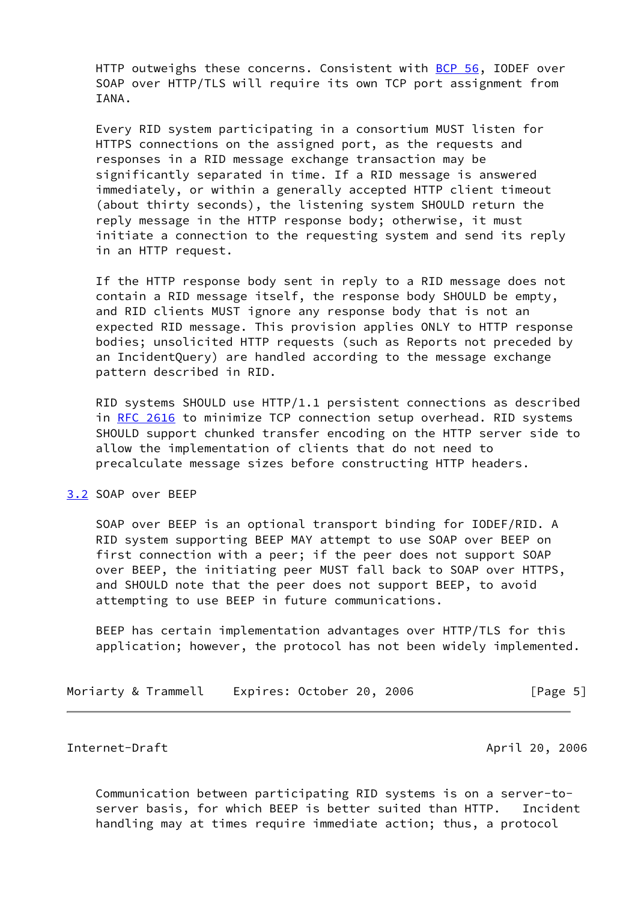HTTP outweighs these concerns. Consistent with BCP 56, IODEF over SOAP over HTTP/TLS will require its own TCP port assignment from IANA.

Every RID system participating in a consortium MUST listen for HTTPS connections on the assigned port, as the requests and responses in a RID message exchange transaction may be significantly separated in time. If a RID message is answered immediately, or within a generally accepted HTTP client timeout (about thirty seconds), the listening system SHOULD return the reply message in the HTTP response body; otherwise, it must initiate a connection to the requesting system and send its reply in an HTTP request.

If the HTTP response body sent in reply to a RID message does not contain a RID message itself, the response body SHOULD be empty, and RID clients MUST ignore any response body that is not an expected RID message. This provision applies ONLY to HTTP response bodies; unsolicited HTTP requests (such as Reports not preceded by an IncidentQuery) are handled according to the message exchange pattern described in RID.

RID systems SHOULD use HTTP/1.1 persistent connections as described in RFC 2616 to minimize TCP connection setup overhead. RID systems SHOULD support chunked transfer encoding on the HTTP server side to allow the implementation of clients that do not need to precalculate message sizes before constructing HTTP headers.

## 3.2 SOAP over BEEP

SOAP over BEEP is an optional transport binding for IODEF/RID. A RID system supporting BEEP MAY attempt to use SOAP over BEEP on first connection with a peer; if the peer does not support SOAP over BEEP, the initiating peer MUST fall back to SOAP over HTTPS, and SHOULD note that the peer does not support BEEP, to avoid attempting to use BEEP in future communications.

BEEP has certain implementation advantages over HTTP/TLS for this application; however, the protocol has not been widely implemented.

Communication between participating RID systems is on a server-to-server basis, for which BEEP is better suited than HTTP. Incident handling may at times require immediate action; thus, a protocol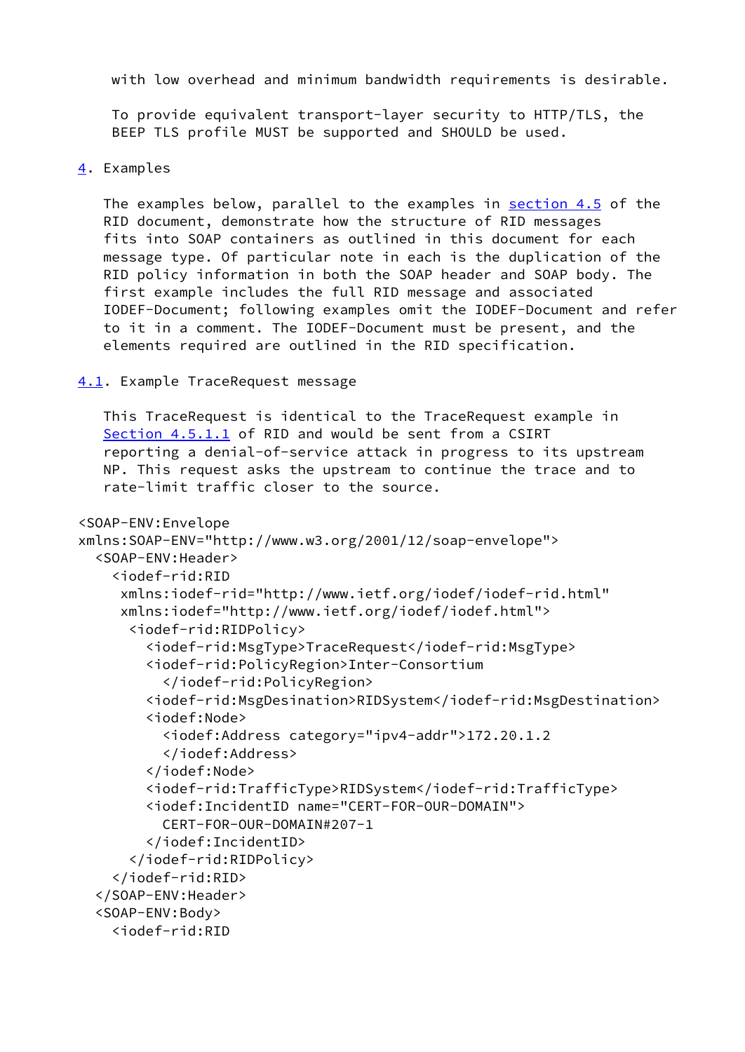with low overhead and minimum bandwidth requirements is desirable.

To provide equivalent transport-layer security to HTTP/TLS, the BEEP TLS profile MUST be supported and SHOULD be used.

## 4. Examples

The examples below, parallel to the examples in section 4.5 of the RID document, demonstrate how the structure of RID messages fits into SOAP containers as outlined in this document for each message type. Of particular note in each is the duplication of the RID policy information in both the SOAP header and SOAP body. The first example includes the full RID message and associated IODEF-Document; following examples omit the IODEF-Document and refer to it in a comment. The IODEF-Document must be present, and the elements required are outlined in the RID specification.

### 4.1. Example TraceRequest message

This TraceRequest is identical to the TraceRequest example in Section 4.5.1.1 of RID and would be sent from a CSIRT reporting a denial-of-service attack in progress to its upstream NP. This request asks the upstream to continue the trace and to rate-limit traffic closer to the source.

```
<SOAP-ENV:Envelope
xmlns:SOAP-ENV="http://www.w3.org/2001/12/soap-envelope">
  <SOAP-ENV:Header>
    <iodef-rid:RID
     xmlns:iodef-rid="http://www.ietf.org/iodef/iodef-rid.html"
     xmlns:iodef="http://www.ietf.org/iodef/iodef.html">
      <iodef-rid:RIDPolicy>
        <iodef-rid:MsgType>TraceRequest</iodef-rid:MsgType>
        <iodef-rid:PolicyRegion>Inter-Consortium
          </iodef-rid:PolicyRegion>
        <iodef-rid:MsgDesination>RIDSystem</iodef-rid:MsgDestination>
        <iodef:Node>
          <iodef:Address category="ipv4-addr">172.20.1.2
          </iodef:Address>
        </iodef:Node>
        <iodef-rid:TrafficType>RIDSystem</iodef-rid:TrafficType>
        <iodef:IncidentID name="CERT-FOR-OUR-DOMAIN">
          CERT-FOR-OUR-DOMAIN#207-1
        </iodef:IncidentID>
      </iodef-rid:RIDPolicy>
    </iodef-rid:RID>
  </SOAP-ENV:Header>
  <SOAP-ENV:Body>
    <iodef-rid:RID
```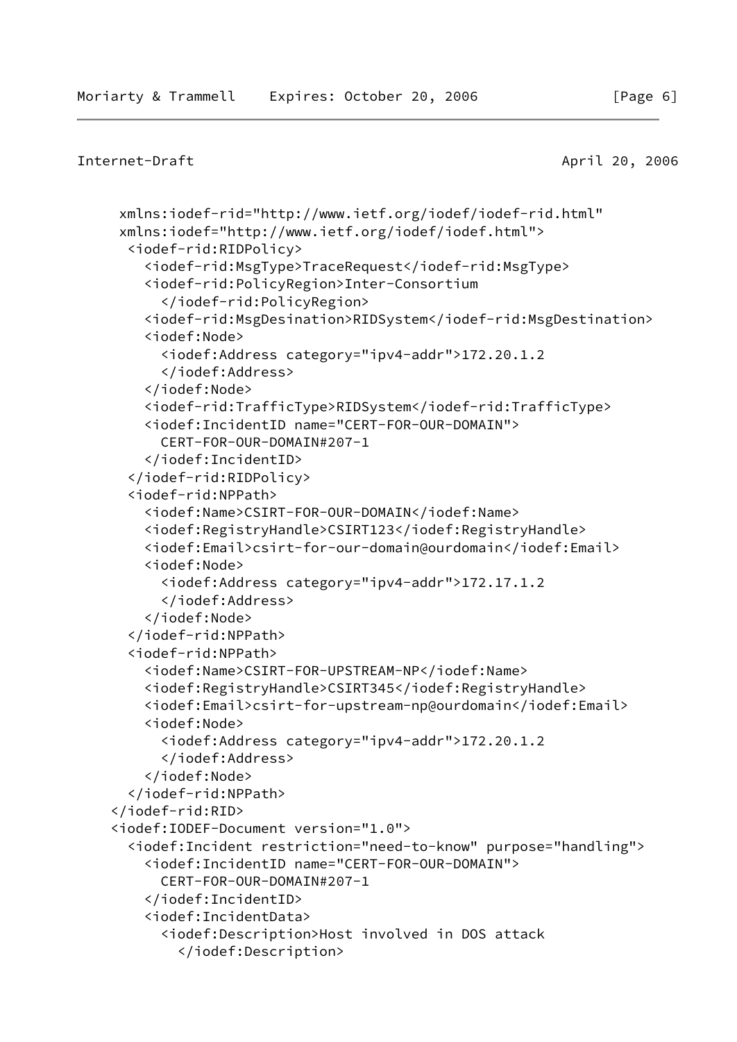```
     xmlns:iodef-rid="http://www.ietf.org/iodef/iodef-rid.html"
     xmlns:iodef="http://www.ietf.org/iodef/iodef.html">
      <iodef-rid:RIDPolicy>
        <iodef-rid:MsgType>TraceRequest</iodef-rid:MsgType>
        <iodef-rid:PolicyRegion>Inter-Consortium
          </iodef-rid:PolicyRegion>
        <iodef-rid:MsgDesination>RIDSystem</iodef-rid:MsgDestination>
        <iodef:Node>
          <iodef:Address category="ipv4-addr">172.20.1.2
          </iodef:Address>
        </iodef:Node>
        <iodef-rid:TrafficType>RIDSystem</iodef-rid:TrafficType>
        <iodef:IncidentID name="CERT-FOR-OUR-DOMAIN">
          CERT-FOR-OUR-DOMAIN#207-1
        </iodef:IncidentID>
      </iodef-rid:RIDPolicy>
      <iodef-rid:NPPath>
        <iodef:Name>CSIRT-FOR-OUR-DOMAIN</iodef:Name>
        <iodef:RegistryHandle>CSIRT123</iodef:RegistryHandle>
        <iodef:Email>csirt-for-our-domain@ourdomain</iodef:Email>
        <iodef:Node>
          <iodef:Address category="ipv4-addr">172.17.1.2
          </iodef:Address>
        </iodef:Node>
      </iodef-rid:NPPath>
      <iodef-rid:NPPath>
        <iodef:Name>CSIRT-FOR-UPSTREAM-NP</iodef:Name>
        <iodef:RegistryHandle>CSIRT345</iodef:RegistryHandle>
        <iodef:Email>csirt-for-upstream-np@ourdomain</iodef:Email>
        <iodef:Node>
          <iodef:Address category="ipv4-addr">172.20.1.2
          </iodef:Address>
        </iodef:Node>
      </iodef-rid:NPPath>
    </iodef-rid:RID>
    <iodef:IODEF-Document version="1.0">
      <iodef:Incident restriction="need-to-know" purpose="handling">
        <iodef:IncidentID name="CERT-FOR-OUR-DOMAIN">
          CERT-FOR-OUR-DOMAIN#207-1
        </iodef:IncidentID>
        <iodef:IncidentData>
          <iodef:Description>Host involved in DOS attack
            </iodef:Description>
```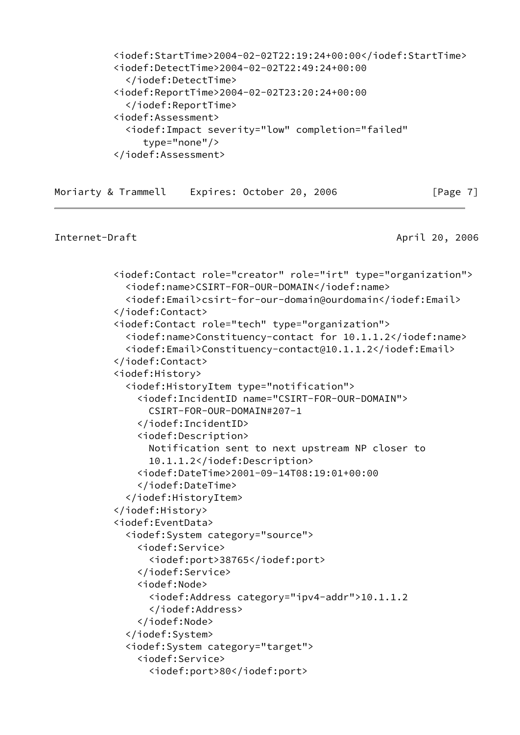```
          <iodef:StartTime>2004-02-02T22:19:24+00:00</iodef:StartTime>
          <iodef:DetectTime>2004-02-02T22:49:24+00:00
            </iodef:DetectTime>
          <iodef:ReportTime>2004-02-02T23:20:24+00:00
            </iodef:ReportTime>
          <iodef:Assessment>
            <iodef:Impact severity="low" completion="failed"
               type="none"/>
          </iodef:Assessment>
```

```
          <iodef:Contact role="creator" role="irt" type="organization">
            <iodef:name>CSIRT-FOR-OUR-DOMAIN</iodef:name>
            <iodef:Email>csirt-for-our-domain@ourdomain</iodef:Email>
          </iodef:Contact>
          <iodef:Contact role="tech" type="organization">
            <iodef:name>Constituency-contact for 10.1.1.2</iodef:name>
            <iodef:Email>Constituency-contact@10.1.1.2</iodef:Email>
          </iodef:Contact>
          <iodef:History>
            <iodef:HistoryItem type="notification">
              <iodef:IncidentID name="CSIRT-FOR-OUR-DOMAIN">
                CSIRT-FOR-OUR-DOMAIN#207-1
              </iodef:IncidentID>
              <iodef:Description>
                Notification sent to next upstream NP closer to
                10.1.1.2</iodef:Description>
              <iodef:DateTime>2001-09-14T08:19:01+00:00
              </iodef:DateTime>
            </iodef:HistoryItem>
          </iodef:History>
          <iodef:EventData>
            <iodef:System category="source">
              <iodef:Service>
                <iodef:port>38765</iodef:port>
              </iodef:Service>
              <iodef:Node>
                <iodef:Address category="ipv4-addr">10.1.1.2
                </iodef:Address>
              </iodef:Node>
            </iodef:System>
            <iodef:System category="target">
              <iodef:Service>
                <iodef:port>80</iodef:port>
```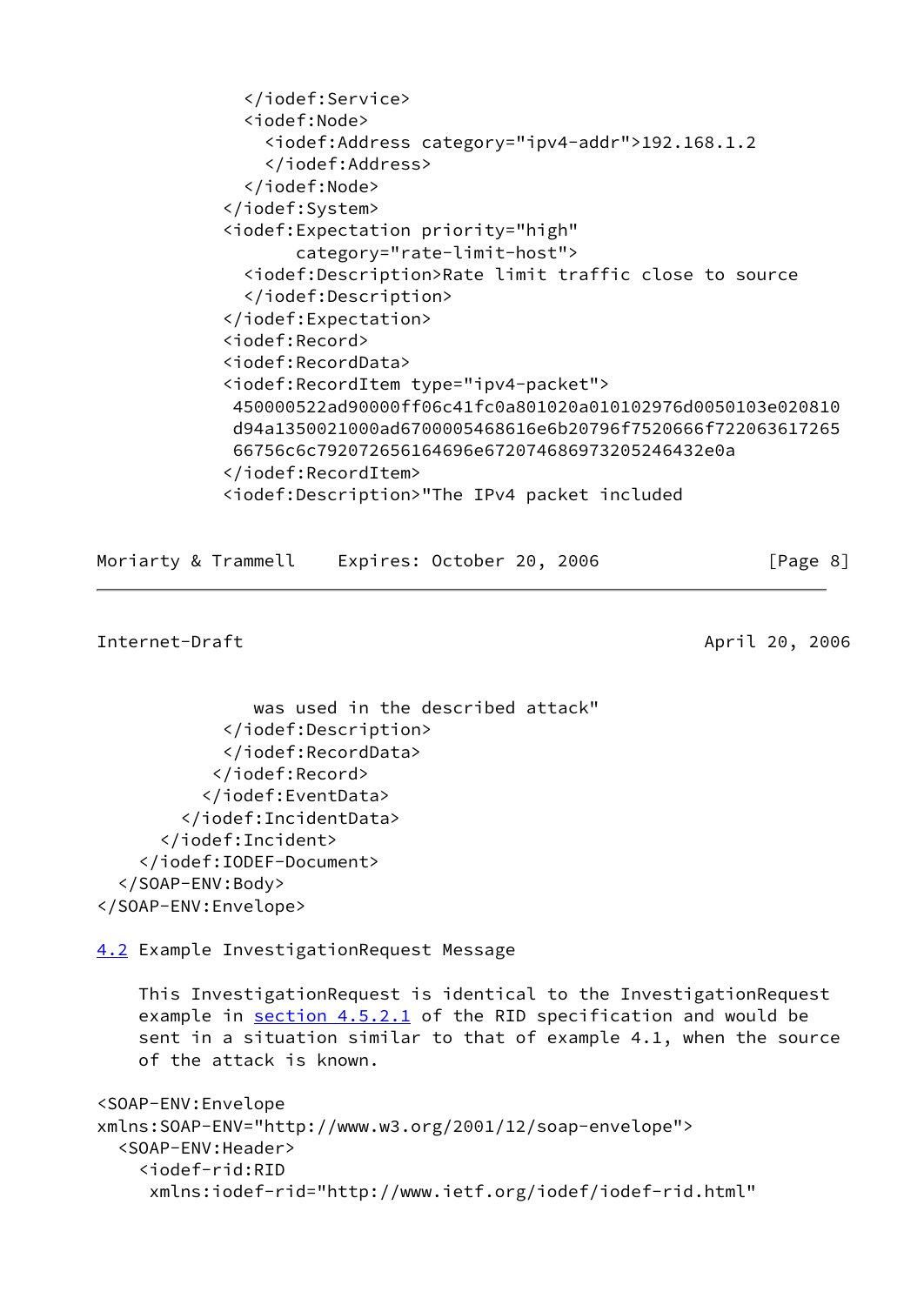```
              </iodef:Service>
              <iodef:Node>
                <iodef:Address category="ipv4-addr">192.168.1.2
                </iodef:Address>
              </iodef:Node>
            </iodef:System>
            <iodef:Expectation priority="high"
                   category="rate-limit-host">
              <iodef:Description>Rate limit traffic close to source
              </iodef:Description>
            </iodef:Expectation>
            <iodef:Record>
            <iodef:RecordData>
            <iodef:RecordItem type="ipv4-packet">
             450000522ad90000ff06c41fc0a801020a010102976d0050103e020810
             d94a1350021000ad6700005468616e6b20796f7520666f722063617265
             66756c6c792072656164696e6720746869732052464332e0a
            </iodef:RecordItem>
            <iodef:Description>"The IPv4 packet included
```

```
               was used in the described attack"
            </iodef:Description>
            </iodef:RecordData>
           </iodef:Record>
          </iodef:EventData>
        </iodef:IncidentData>
      </iodef:Incident>
    </iodef:IODEF-Document>
  </SOAP-ENV:Body>
</SOAP-ENV:Envelope>
```

## 4.2 Example InvestigationRequest Message

This InvestigationRequest is identical to the InvestigationRequest example in section 4.5.2.1 of the RID specification and would be sent in a situation similar to that of example 4.1, when the source of the attack is known.

```
<SOAP-ENV:Envelope
xmlns:SOAP-ENV="http://www.w3.org/2001/12/soap-envelope">
  <SOAP-ENV:Header>
    <iodef-rid:RID
     xmlns:iodef-rid="http://www.ietf.org/iodef/iodef-rid.html"
```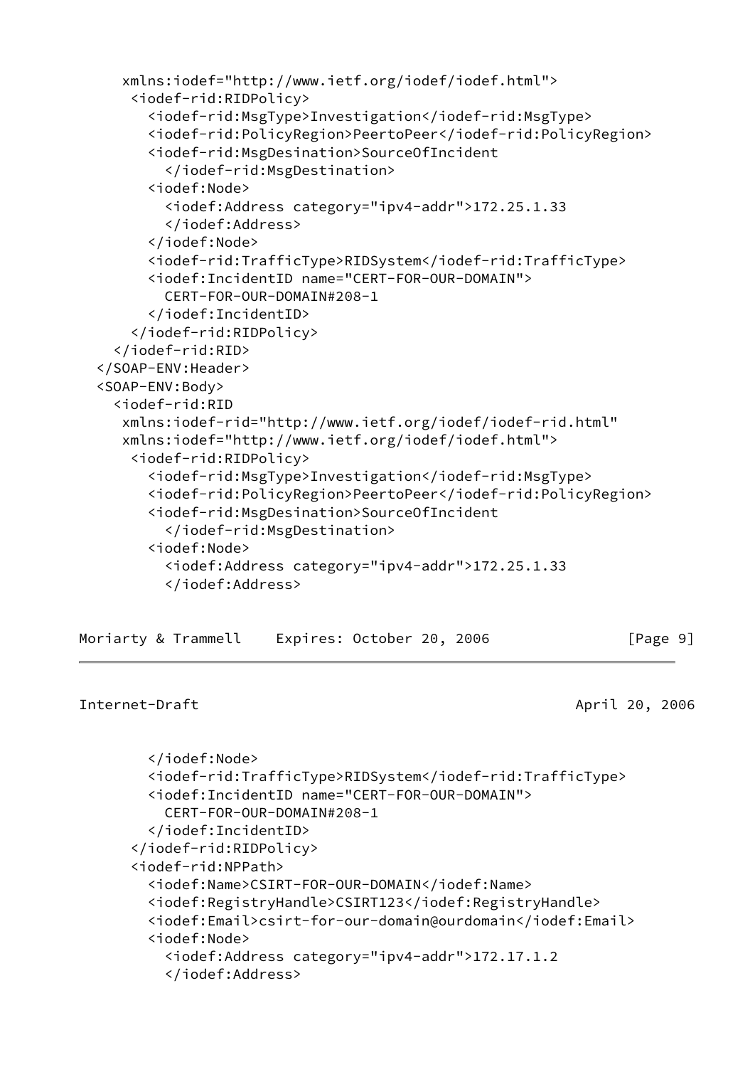```
     xmlns:iodef="http://www.ietf.org/iodef/iodef.html">
      <iodef-rid:RIDPolicy>
        <iodef-rid:MsgType>Investigation</iodef-rid:MsgType>
        <iodef-rid:PolicyRegion>PeertoPeer</iodef-rid:PolicyRegion>
        <iodef-rid:MsgDesination>SourceOfIncident
          </iodef-rid:MsgDestination>
        <iodef:Node>
          <iodef:Address category="ipv4-addr">172.25.1.33
          </iodef:Address>
        </iodef:Node>
        <iodef-rid:TrafficType>RIDSystem</iodef-rid:TrafficType>
        <iodef:IncidentID name="CERT-FOR-OUR-DOMAIN">
          CERT-FOR-OUR-DOMAIN#208-1
        </iodef:IncidentID>
      </iodef-rid:RIDPolicy>
    </iodef-rid:RID>
  </SOAP-ENV:Header>
  <SOAP-ENV:Body>
    <iodef-rid:RID
     xmlns:iodef-rid="http://www.ietf.org/iodef/iodef-rid.html"
     xmlns:iodef="http://www.ietf.org/iodef/iodef.html">
      <iodef-rid:RIDPolicy>
        <iodef-rid:MsgType>Investigation</iodef-rid:MsgType>
        <iodef-rid:PolicyRegion>PeertoPeer</iodef-rid:PolicyRegion>
        <iodef-rid:MsgDesination>SourceOfIncident
          </iodef-rid:MsgDestination>
        <iodef:Node>
          <iodef:Address category="ipv4-addr">172.25.1.33
          </iodef:Address>
        </iodef:Node>
        <iodef-rid:TrafficType>RIDSystem</iodef-rid:TrafficType>
        <iodef:IncidentID name="CERT-FOR-OUR-DOMAIN">
          CERT-FOR-OUR-DOMAIN#208-1
        </iodef:IncidentID>
      </iodef-rid:RIDPolicy>
      <iodef-rid:NPPath>
        <iodef:Name>CSIRT-FOR-OUR-DOMAIN</iodef:Name>
        <iodef:RegistryHandle>CSIRT123</iodef:RegistryHandle>
        <iodef:Email>csirt-for-our-domain@ourdomain</iodef:Email>
        <iodef:Node>
          <iodef:Address category="ipv4-addr">172.17.1.2
          </iodef:Address>
```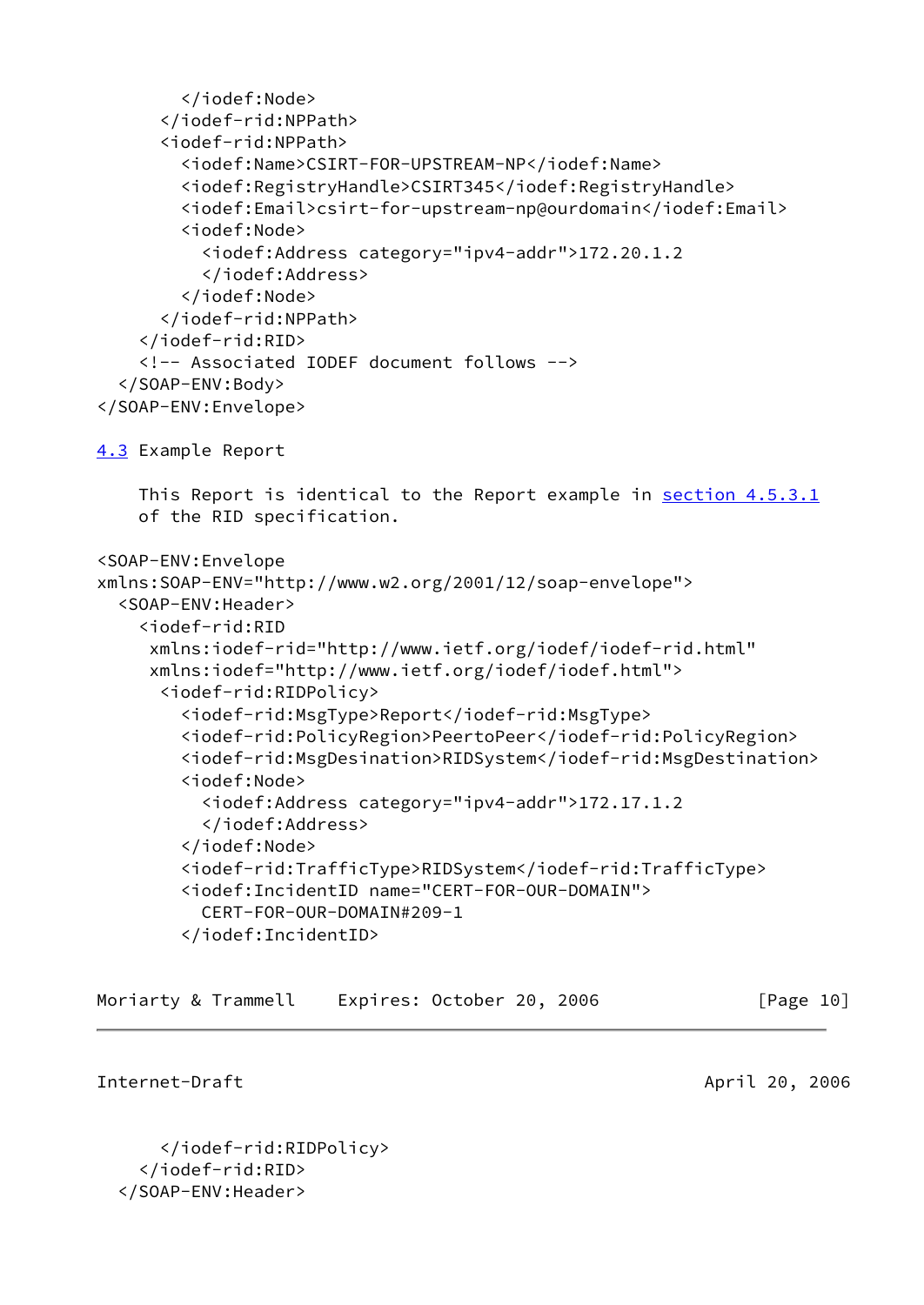```
        </iodef:Node>
      </iodef-rid:NPPath>
      <iodef-rid:NPPath>
        <iodef:Name>CSIRT-FOR-UPSTREAM-NP</iodef:Name>
        <iodef:RegistryHandle>CSIRT345</iodef:RegistryHandle>
        <iodef:Email>csirt-for-upstream-np@ourdomain</iodef:Email>
        <iodef:Node>
          <iodef:Address category="ipv4-addr">172.20.1.2
          </iodef:Address>
        </iodef:Node>
      </iodef-rid:NPPath>
    </iodef-rid:RID>
    <!-- Associated IODEF document follows -->
  </SOAP-ENV:Body>
</SOAP-ENV:Envelope>
```

## 4.3 Example Report

This Report is identical to the Report example in section 4.5.3.1 of the RID specification.

```
<SOAP-ENV:Envelope
xmlns:SOAP-ENV="http://www.w2.org/2001/12/soap-envelope">
  <SOAP-ENV:Header>
    <iodef-rid:RID
     xmlns:iodef-rid="http://www.ietf.org/iodef/iodef-rid.html"
     xmlns:iodef="http://www.ietf.org/iodef/iodef.html">
      <iodef-rid:RIDPolicy>
        <iodef-rid:MsgType>Report</iodef-rid:MsgType>
        <iodef-rid:PolicyRegion>PeertoPeer</iodef-rid:PolicyRegion>
        <iodef-rid:MsgDesination>RIDSystem</iodef-rid:MsgDestination>
        <iodef:Node>
          <iodef:Address category="ipv4-addr">172.17.1.2
          </iodef:Address>
        </iodef:Node>
        <iodef-rid:TrafficType>RIDSystem</iodef-rid:TrafficType>
        <iodef:IncidentID name="CERT-FOR-OUR-DOMAIN">
          CERT-FOR-OUR-DOMAIN#209-1
        </iodef:IncidentID>
      </iodef-rid:RIDPolicy>
    </iodef-rid:RID>
  </SOAP-ENV:Header>
```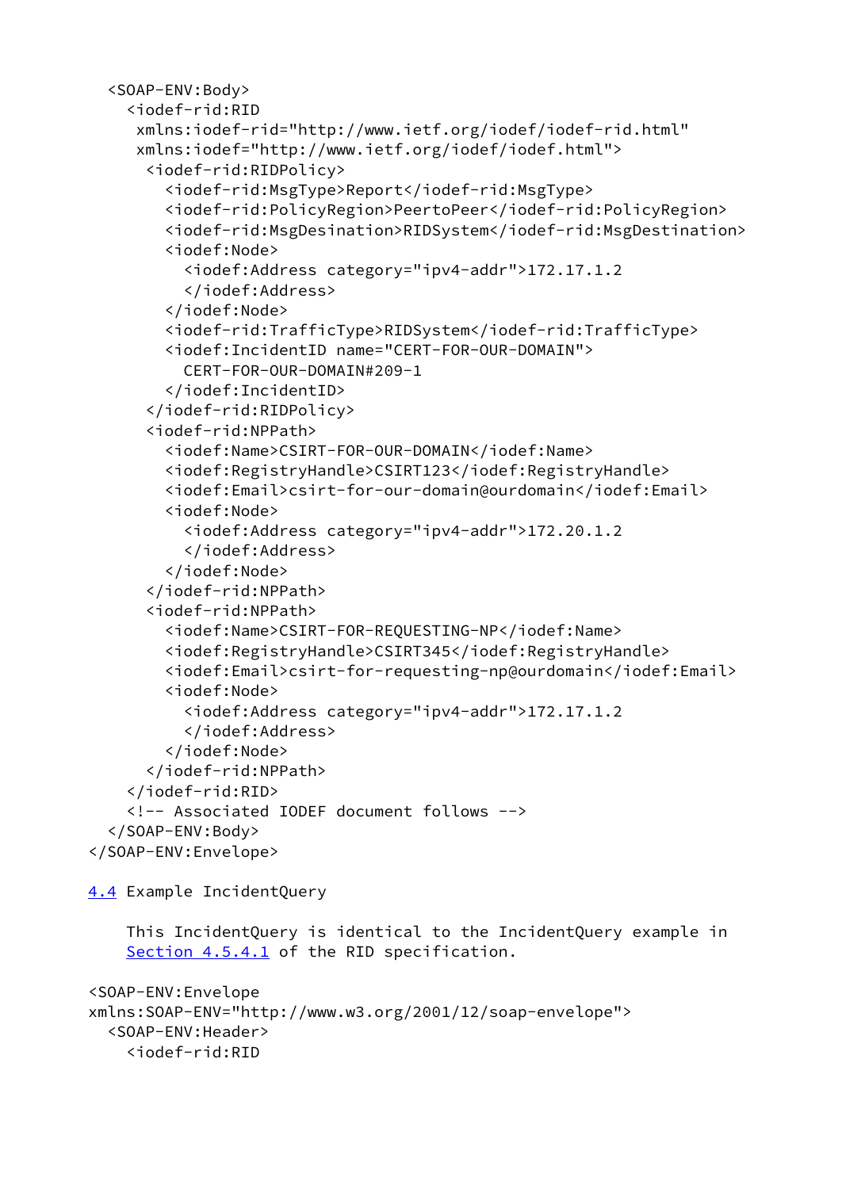```
  <SOAP-ENV:Body>
    <iodef-rid:RID
     xmlns:iodef-rid="http://www.ietf.org/iodef/iodef-rid.html"
     xmlns:iodef="http://www.ietf.org/iodef/iodef.html">
      <iodef-rid:RIDPolicy>
        <iodef-rid:MsgType>Report</iodef-rid:MsgType>
        <iodef-rid:PolicyRegion>PeertoPeer</iodef-rid:PolicyRegion>
        <iodef-rid:MsgDesination>RIDSystem</iodef-rid:MsgDestination>
        <iodef:Node>
          <iodef:Address category="ipv4-addr">172.17.1.2
          </iodef:Address>
        </iodef:Node>
        <iodef-rid:TrafficType>RIDSystem</iodef-rid:TrafficType>
        <iodef:IncidentID name="CERT-FOR-OUR-DOMAIN">
          CERT-FOR-OUR-DOMAIN#209-1
        </iodef:IncidentID>
      </iodef-rid:RIDPolicy>
      <iodef-rid:NPPath>
        <iodef:Name>CSIRT-FOR-OUR-DOMAIN</iodef:Name>
        <iodef:RegistryHandle>CSIRT123</iodef:RegistryHandle>
        <iodef:Email>csirt-for-our-domain@ourdomain</iodef:Email>
        <iodef:Node>
          <iodef:Address category="ipv4-addr">172.20.1.2
          </iodef:Address>
        </iodef:Node>
      </iodef-rid:NPPath>
      <iodef-rid:NPPath>
        <iodef:Name>CSIRT-FOR-REQUESTING-NP</iodef:Name>
        <iodef:RegistryHandle>CSIRT345</iodef:RegistryHandle>
        <iodef:Email>csirt-for-requesting-np@ourdomain</iodef:Email>
        <iodef:Node>
          <iodef:Address category="ipv4-addr">172.17.1.2
          </iodef:Address>
        </iodef:Node>
      </iodef-rid:NPPath>
    </iodef-rid:RID>
    <!-- Associated IODEF document follows -->
  </SOAP-ENV:Body>
</SOAP-ENV:Envelope>
```

## 4.4 Example IncidentQuery

This IncidentQuery is identical to the IncidentQuery example in Section 4.5.4.1 of the RID specification.

```
<SOAP-ENV:Envelope
xmlns:SOAP-ENV="http://www.w3.org/2001/12/soap-envelope">
  <SOAP-ENV:Header>
    <iodef-rid:RID
```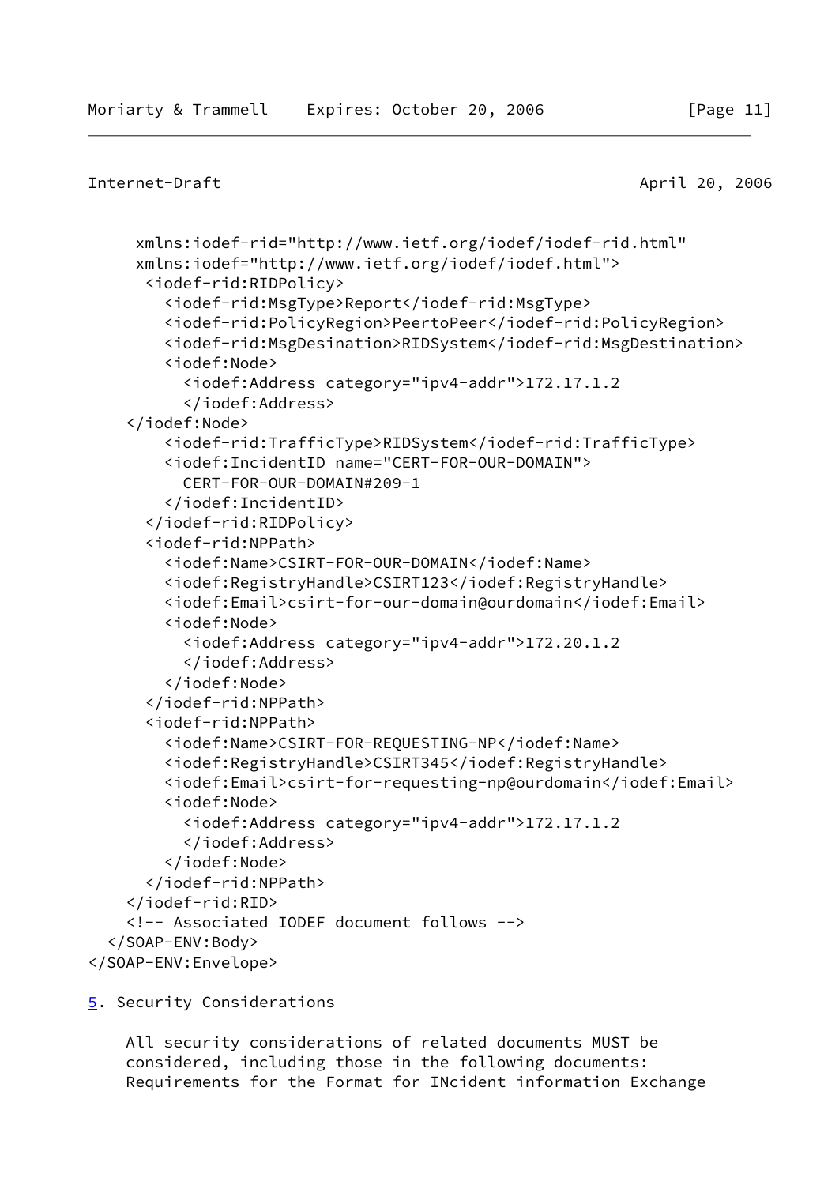```
      xmlns:iodef-rid="http://www.ietf.org/iodef/iodef-rid.html"
      xmlns:iodef="http://www.ietf.org/iodef/iodef.html">
       <iodef-rid:RIDPolicy>
         <iodef-rid:MsgType>Report</iodef-rid:MsgType>
         <iodef-rid:PolicyRegion>PeertoPeer</iodef-rid:PolicyRegion>
         <iodef-rid:MsgDesination>RIDSystem</iodef-rid:MsgDestination>
         <iodef:Node>
           <iodef:Address category="ipv4-addr">172.17.1.2
           </iodef:Address>
     </iodef:Node>
         <iodef-rid:TrafficType>RIDSystem</iodef-rid:TrafficType>
         <iodef:IncidentID name="CERT-FOR-OUR-DOMAIN">
           CERT-FOR-OUR-DOMAIN#209-1
         </iodef:IncidentID>
       </iodef-rid:RIDPolicy>
       <iodef-rid:NPPath>
         <iodef:Name>CSIRT-FOR-OUR-DOMAIN</iodef:Name>
         <iodef:RegistryHandle>CSIRT123</iodef:RegistryHandle>
         <iodef:Email>csirt-for-our-domain@ourdomain</iodef:Email>
         <iodef:Node>
           <iodef:Address category="ipv4-addr">172.20.1.2
           </iodef:Address>
         </iodef:Node>
       </iodef-rid:NPPath>
       <iodef-rid:NPPath>
         <iodef:Name>CSIRT-FOR-REQUESTING-NP</iodef:Name>
         <iodef:RegistryHandle>CSIRT345</iodef:RegistryHandle>
         <iodef:Email>csirt-for-requesting-np@ourdomain</iodef:Email>
         <iodef:Node>
           <iodef:Address category="ipv4-addr">172.17.1.2
           </iodef:Address>
         </iodef:Node>
       </iodef-rid:NPPath>
     </iodef-rid:RID>
     <!-- Associated IODEF document follows -->
   </SOAP-ENV:Body>
</SOAP-ENV:Envelope>
```

## 5. Security Considerations

All security considerations of related documents MUST be considered, including those in the following documents: Requirements for the Format for INcident information Exchange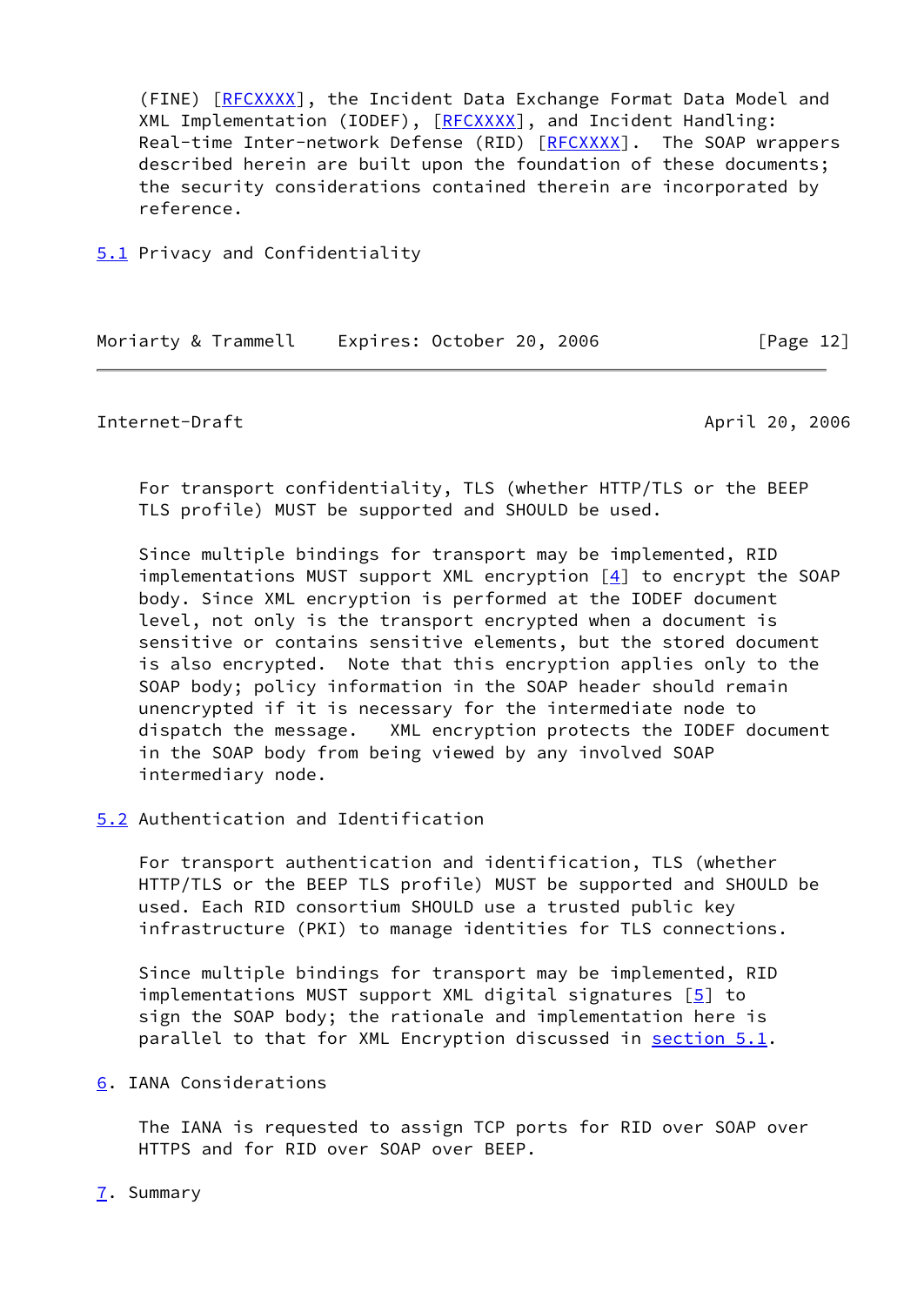(FINE) [RFCXXXX], the Incident Data Exchange Format Data Model and XML Implementation (IODEF), [RFCXXXX], and Incident Handling: Real-time Inter-network Defense (RID) [RFCXXXX]. The SOAP wrappers described herein are built upon the foundation of these documents; the security considerations contained therein are incorporated by reference.

### 5.1 Privacy and Confidentiality

For transport confidentiality, TLS (whether HTTP/TLS or the BEEP TLS profile) MUST be supported and SHOULD be used.

Since multiple bindings for transport may be implemented, RID implementations MUST support XML encryption [4] to encrypt the SOAP body. Since XML encryption is performed at the IODEF document level, not only is the transport encrypted when a document is sensitive or contains sensitive elements, but the stored document is also encrypted. Note that this encryption applies only to the SOAP body; policy information in the SOAP header should remain unencrypted if it is necessary for the intermediate node to dispatch the message. XML encryption protects the IODEF document in the SOAP body from being viewed by any involved SOAP intermediary node.

### 5.2 Authentication and Identification

For transport authentication and identification, TLS (whether HTTP/TLS or the BEEP TLS profile) MUST be supported and SHOULD be used. Each RID consortium SHOULD use a trusted public key infrastructure (PKI) to manage identities for TLS connections.

Since multiple bindings for transport may be implemented, RID implementations MUST support XML digital signatures [5] to sign the SOAP body; the rationale and implementation here is parallel to that for XML Encryption discussed in section 5.1.

## 6. IANA Considerations

The IANA is requested to assign TCP ports for RID over SOAP over HTTPS and for RID over SOAP over BEEP.

## 7. Summary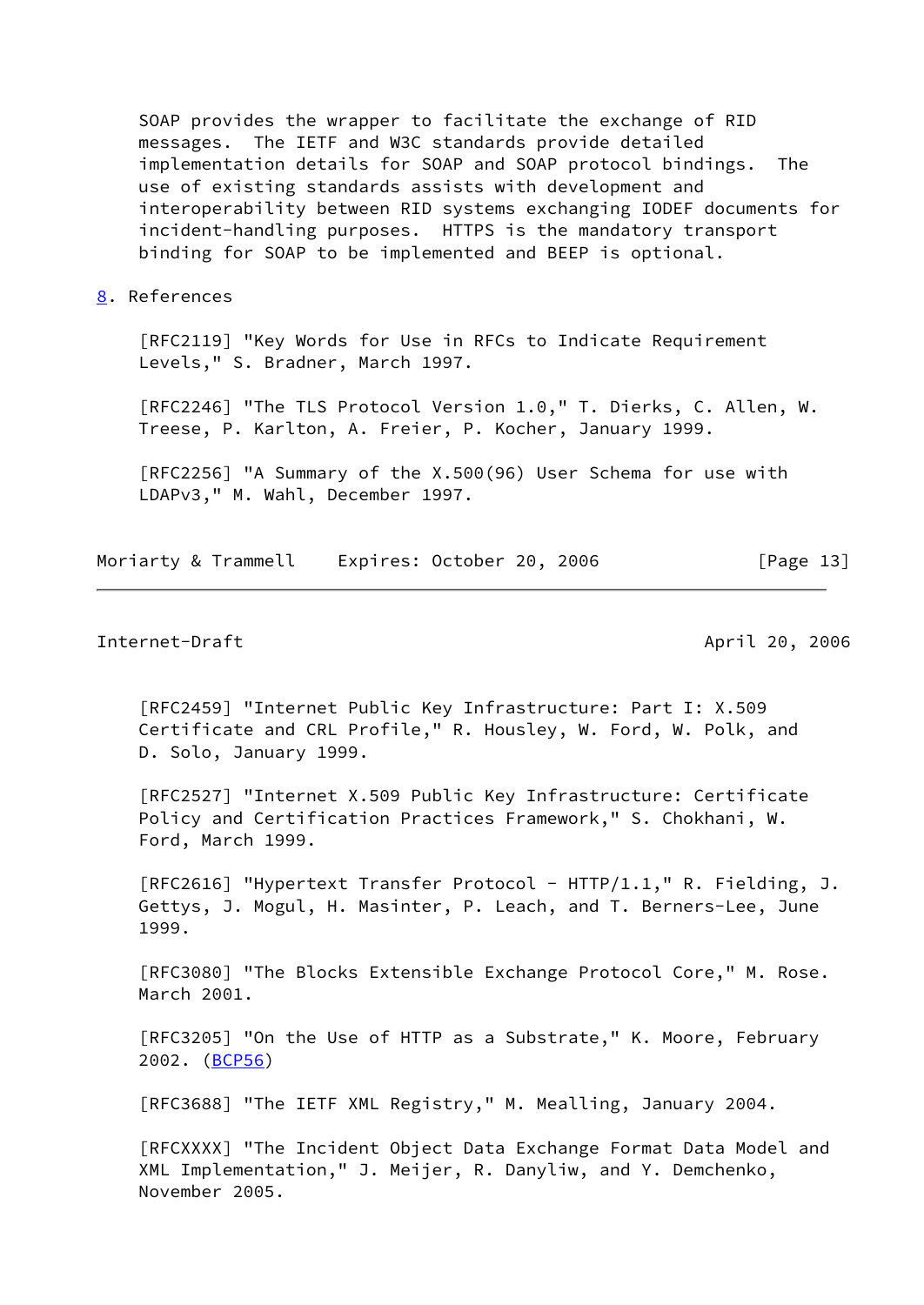SOAP provides the wrapper to facilitate the exchange of RID messages. The IETF and W3C standards provide detailed implementation details for SOAP and SOAP protocol bindings. The use of existing standards assists with development and interoperability between RID systems exchanging IODEF documents for incident-handling purposes. HTTPS is the mandatory transport binding for SOAP to be implemented and BEEP is optional.

## 8. References

[RFC2119] "Key Words for Use in RFCs to Indicate Requirement Levels," S. Bradner, March 1997.

[RFC2246] "The TLS Protocol Version 1.0," T. Dierks, C. Allen, W. Treese, P. Karlton, A. Freier, P. Kocher, January 1999.

[RFC2256] "A Summary of the X.500(96) User Schema for use with LDAPv3," M. Wahl, December 1997.

[RFC2459] "Internet Public Key Infrastructure: Part I: X.509 Certificate and CRL Profile," R. Housley, W. Ford, W. Polk, and D. Solo, January 1999.

[RFC2527] "Internet X.509 Public Key Infrastructure: Certificate Policy and Certification Practices Framework," S. Chokhani, W. Ford, March 1999.

[RFC2616] "Hypertext Transfer Protocol - HTTP/1.1," R. Fielding, J. Gettys, J. Mogul, H. Masinter, P. Leach, and T. Berners-Lee, June 1999.

[RFC3080] "The Blocks Extensible Exchange Protocol Core," M. Rose. March 2001.

[RFC3205] "On the Use of HTTP as a Substrate," K. Moore, February 2002. (BCP56)

[RFC3688] "The IETF XML Registry," M. Mealling, January 2004.

[RFCXXXX] "The Incident Object Data Exchange Format Data Model and XML Implementation," J. Meijer, R. Danyliw, and Y. Demchenko, November 2005.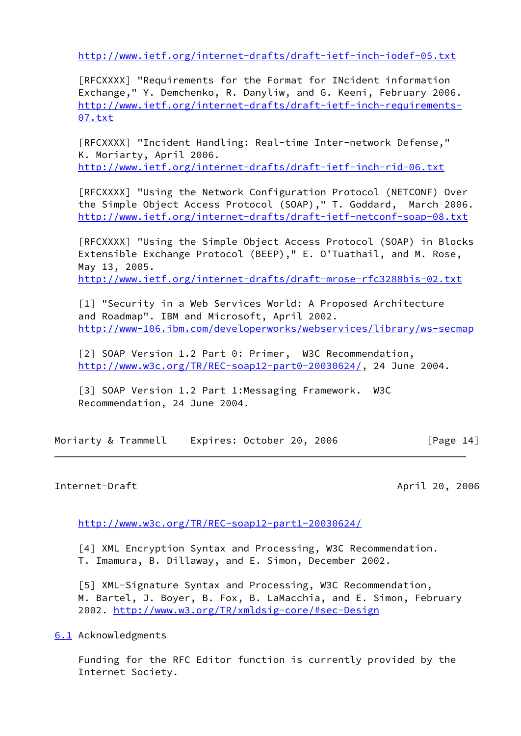http://www.ietf.org/internet-drafts/draft-ietf-inch-iodef-05.txt

[RFCXXXX] "Requirements for the Format for INcident information Exchange," Y. Demchenko, R. Danyliw, and G. Keeni, February 2006. http://www.ietf.org/internet-drafts/draft-ietf-inch-requirements-07.txt

[RFCXXXX] "Incident Handling: Real-time Inter-network Defense," K. Moriarty, April 2006. http://www.ietf.org/internet-drafts/draft-ietf-inch-rid-06.txt

[RFCXXXX] "Using the Network Configuration Protocol (NETCONF) Over the Simple Object Access Protocol (SOAP)," T. Goddard, March 2006. http://www.ietf.org/internet-drafts/draft-ietf-netconf-soap-08.txt

[RFCXXXX] "Using the Simple Object Access Protocol (SOAP) in Blocks Extensible Exchange Protocol (BEEP)," E. O'Tuathail, and M. Rose, May 13, 2005. http://www.ietf.org/internet-drafts/draft-mrose-rfc3288bis-02.txt

[1] "Security in a Web Services World: A Proposed Architecture and Roadmap". IBM and Microsoft, April 2002. http://www-106.ibm.com/developerworks/webservices/library/ws-secmap

[2] SOAP Version 1.2 Part 0: Primer, W3C Recommendation, http://www.w3c.org/TR/REC-soap12-part0-20030624/, 24 June 2004.

[3] SOAP Version 1.2 Part 1:Messaging Framework. W3C Recommendation, 24 June 2004. http://www.w3c.org/TR/REC-soap12-part1-20030624/

[4] XML Encryption Syntax and Processing, W3C Recommendation. T. Imamura, B. Dillaway, and E. Simon, December 2002.

[5] XML-Signature Syntax and Processing, W3C Recommendation, M. Bartel, J. Boyer, B. Fox, B. LaMacchia, and E. Simon, February 2002. http://www.w3.org/TR/xmldsig-core/#sec-Design

## 6.1 Acknowledgments

Funding for the RFC Editor function is currently provided by the Internet Society.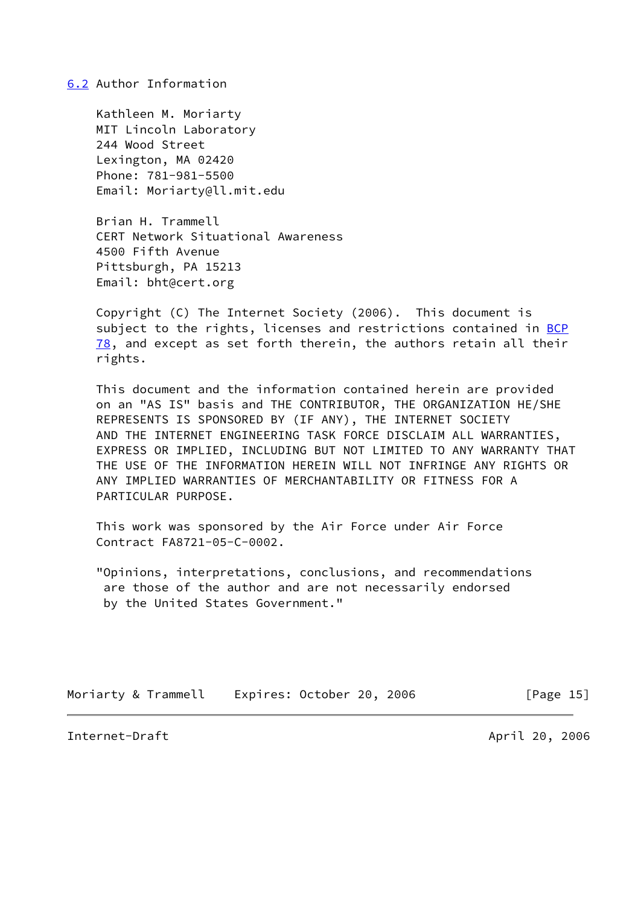## 6.2 Author Information

Kathleen M. Moriarty
MIT Lincoln Laboratory
244 Wood Street
Lexington, MA 02420
Phone: 781-981-5500
Email: Moriarty@ll.mit.edu

Brian H. Trammell
CERT Network Situational Awareness
4500 Fifth Avenue
Pittsburgh, PA 15213
Email: bht@cert.org

Copyright (C) The Internet Society (2006). This document is subject to the rights, licenses and restrictions contained in BCP 78, and except as set forth therein, the authors retain all their rights.

This document and the information contained herein are provided on an "AS IS" basis and THE CONTRIBUTOR, THE ORGANIZATION HE/SHE REPRESENTS IS SPONSORED BY (IF ANY), THE INTERNET SOCIETY AND THE INTERNET ENGINEERING TASK FORCE DISCLAIM ALL WARRANTIES, EXPRESS OR IMPLIED, INCLUDING BUT NOT LIMITED TO ANY WARRANTY THAT THE USE OF THE INFORMATION HEREIN WILL NOT INFRINGE ANY RIGHTS OR ANY IMPLIED WARRANTIES OF MERCHANTABILITY OR FITNESS FOR A PARTICULAR PURPOSE.

This work was sponsored by the Air Force under Air Force Contract FA8721-05-C-0002.

"Opinions, interpretations, conclusions, and recommendations are those of the author and are not necessarily endorsed by the United States Government."